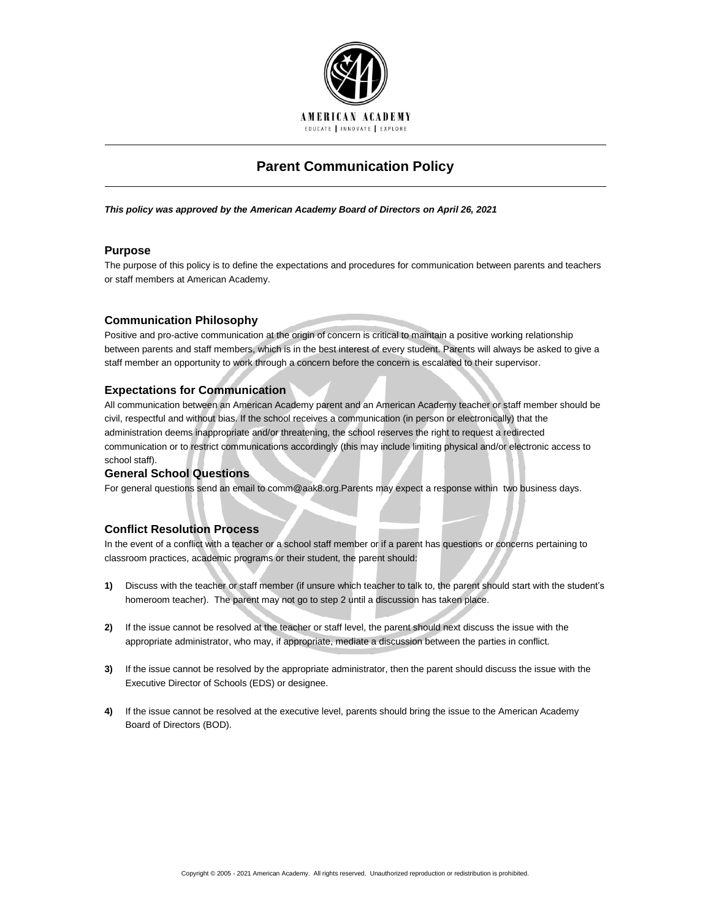AMERICAN ACADEMY

EDUCATE | INNOVATE | EXPLORE

# Parent Communication Policy

***This policy was approved by the American Academy Board of Directors on April 26, 2021***

## Purpose

The purpose of this policy is to define the expectations and procedures for communication between parents and teachers or staff members at American Academy.

## Communication Philosophy

Positive and pro-active communication at the origin of concern is critical to maintain a positive working relationship between parents and staff members, which is in the best interest of every student. Parents will always be asked to give a staff member an opportunity to work through a concern before the concern is escalated to their supervisor.

## Expectations for Communication

All communication between an American Academy parent and an American Academy teacher or staff member should be civil, respectful and without bias. If the school receives a communication (in person or electronically) that the administration deems inappropriate and/or threatening, the school reserves the right to request a redirected communication or to restrict communications accordingly (this may include limiting physical and/or electronic access to school staff).

## General School Questions

For general questions send an email to comm@aak8.org.Parents may expect a response within two business days.

## Conflict Resolution Process

In the event of a conflict with a teacher or a school staff member or if a parent has questions or concerns pertaining to classroom practices, academic programs or their student, the parent should:

**1)** Discuss with the teacher or staff member (if unsure which teacher to talk to, the parent should start with the student's homeroom teacher). The parent may not go to step 2 until a discussion has taken place.

**2)** If the issue cannot be resolved at the teacher or staff level, the parent should next discuss the issue with the appropriate administrator, who may, if appropriate, mediate a discussion between the parties in conflict.

**3)** If the issue cannot be resolved by the appropriate administrator, then the parent should discuss the issue with the Executive Director of Schools (EDS) or designee.

**4)** If the issue cannot be resolved at the executive level, parents should bring the issue to the American Academy Board of Directors (BOD).

Copyright © 2005 - 2021 American Academy. All rights reserved. Unauthorized reproduction or redistribution is prohibited.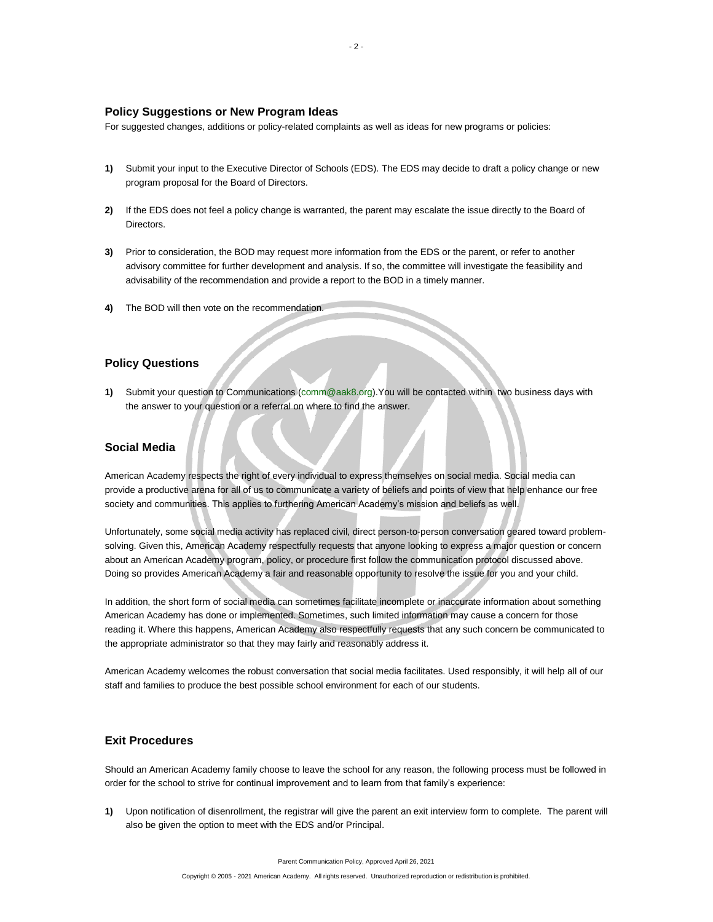### Policy Suggestions or New Program Ideas

For suggested changes, additions or policy-related complaints as well as ideas for new programs or policies:

1) Submit your input to the Executive Director of Schools (EDS). The EDS may decide to draft a policy change or new program proposal for the Board of Directors.

2) If the EDS does not feel a policy change is warranted, the parent may escalate the issue directly to the Board of Directors.

3) Prior to consideration, the BOD may request more information from the EDS or the parent, or refer to another advisory committee for further development and analysis. If so, the committee will investigate the feasibility and advisability of the recommendation and provide a report to the BOD in a timely manner.

4) The BOD will then vote on the recommendation.

### Policy Questions

1) Submit your question to Communications (comm@aak8.org).You will be contacted within two business days with the answer to your question or a referral on where to find the answer.

### Social Media

American Academy respects the right of every individual to express themselves on social media. Social media can provide a productive arena for all of us to communicate a variety of beliefs and points of view that help enhance our free society and communities. This applies to furthering American Academy's mission and beliefs as well.

Unfortunately, some social media activity has replaced civil, direct person-to-person conversation geared toward problem-solving. Given this, American Academy respectfully requests that anyone looking to express a major question or concern about an American Academy program, policy, or procedure first follow the communication protocol discussed above. Doing so provides American Academy a fair and reasonable opportunity to resolve the issue for you and your child.

In addition, the short form of social media can sometimes facilitate incomplete or inaccurate information about something American Academy has done or implemented. Sometimes, such limited information may cause a concern for those reading it. Where this happens, American Academy also respectfully requests that any such concern be communicated to the appropriate administrator so that they may fairly and reasonably address it.

American Academy welcomes the robust conversation that social media facilitates. Used responsibly, it will help all of our staff and families to produce the best possible school environment for each of our students.

### Exit Procedures

Should an American Academy family choose to leave the school for any reason, the following process must be followed in order for the school to strive for continual improvement and to learn from that family's experience:

1) Upon notification of disenrollment, the registrar will give the parent an exit interview form to complete. The parent will also be given the option to meet with the EDS and/or Principal.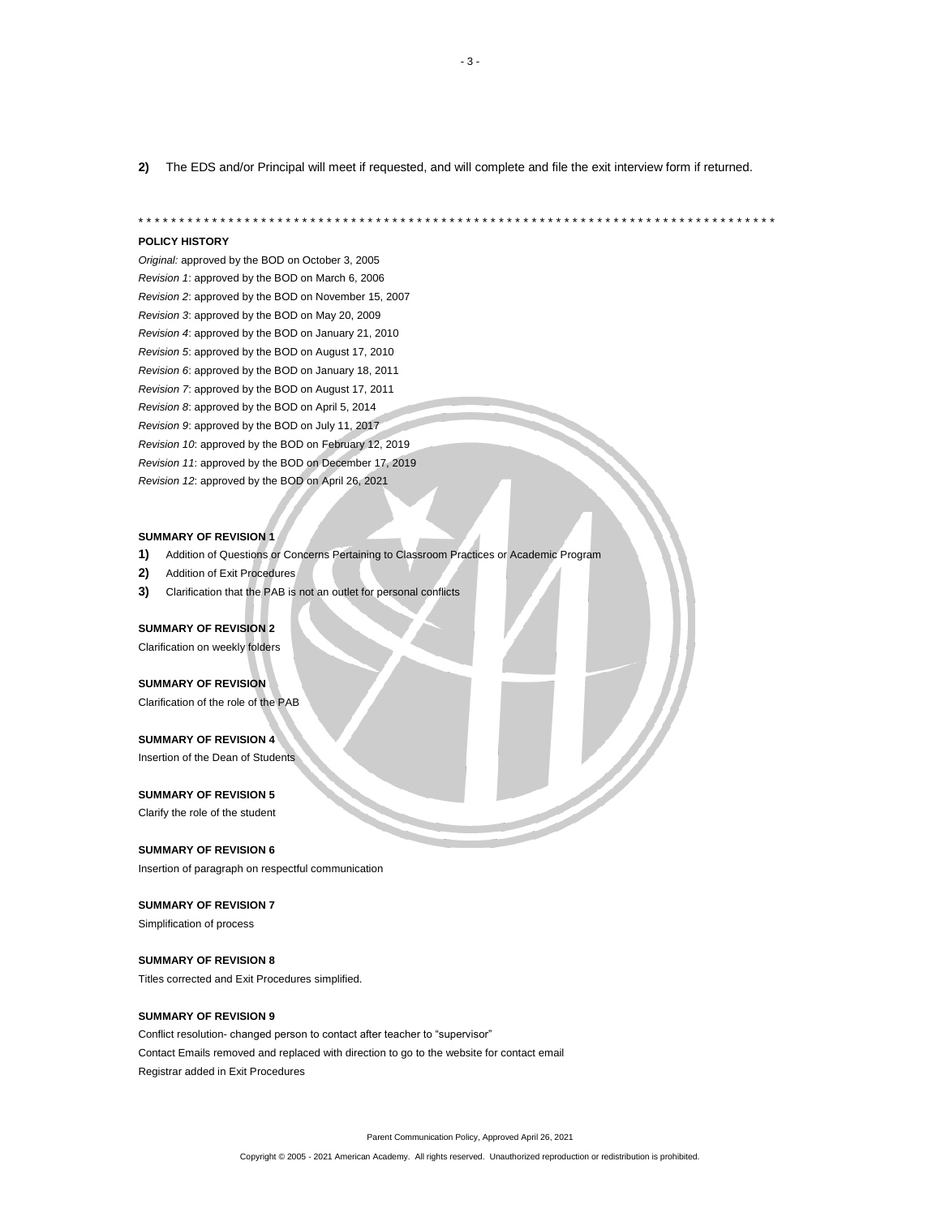**2)** The EDS and/or Principal will meet if requested, and will complete and file the exit interview form if returned.

* * * * * * * * * * * * * * * * * * * * * * * * * * * * * * * * * * * * * * * * * * * * * * * * * * * * * * * * * * * * * * * * * * * * * * * * * * * * * * *

**POLICY HISTORY**

*Original:* approved by the BOD on October 3, 2005
*Revision 1*: approved by the BOD on March 6, 2006
*Revision 2*: approved by the BOD on November 15, 2007
*Revision 3*: approved by the BOD on May 20, 2009
*Revision 4*: approved by the BOD on January 21, 2010
*Revision 5*: approved by the BOD on August 17, 2010
*Revision 6*: approved by the BOD on January 18, 2011
*Revision 7*: approved by the BOD on August 17, 2011
*Revision 8*: approved by the BOD on April 5, 2014
*Revision 9*: approved by the BOD on July 11, 2017
*Revision 10*: approved by the BOD on February 12, 2019
*Revision 11*: approved by the BOD on December 17, 2019
*Revision 12*: approved by the BOD on April 26, 2021

**SUMMARY OF REVISION 1**

**1)** Addition of Questions or Concerns Pertaining to Classroom Practices or Academic Program
**2)** Addition of Exit Procedures
**3)** Clarification that the PAB is not an outlet for personal conflicts

**SUMMARY OF REVISION 2**

Clarification on weekly folders

**SUMMARY OF REVISION**

Clarification of the role of the PAB

**SUMMARY OF REVISION 4**

Insertion of the Dean of Students

**SUMMARY OF REVISION 5**

Clarify the role of the student

**SUMMARY OF REVISION 6**

Insertion of paragraph on respectful communication

**SUMMARY OF REVISION 7**

Simplification of process

**SUMMARY OF REVISION 8**

Titles corrected and Exit Procedures simplified.

**SUMMARY OF REVISION 9**

Conflict resolution- changed person to contact after teacher to "supervisor"
Contact Emails removed and replaced with direction to go to the website for contact email
Registrar added in Exit Procedures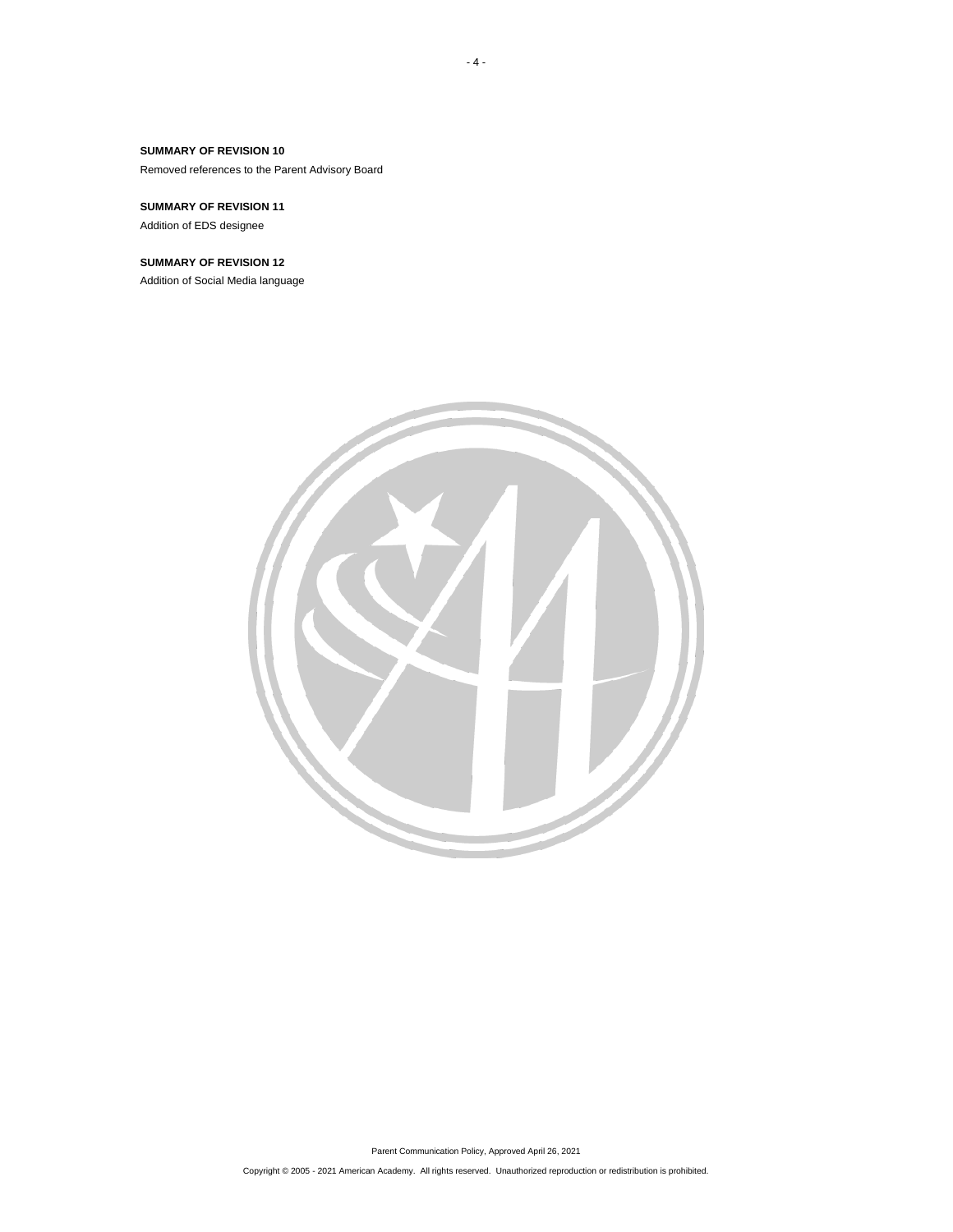**SUMMARY OF REVISION 10**

Removed references to the Parent Advisory Board

**SUMMARY OF REVISION 11**

Addition of EDS designee

**SUMMARY OF REVISION 12**

Addition of Social Media language